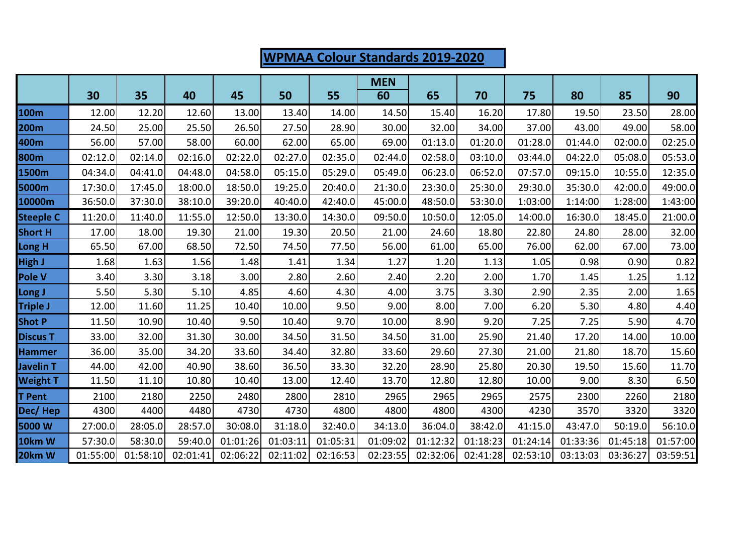# WPMAA Colour Standards 2019-2020

| | | | | | | | MEN | | | | | | |
|---|---|---|---|---|---|---|---|---|---|---|---|---|---|
| | 30 | 35 | 40 | 45 | 50 | 55 | 60 | 65 | 70 | 75 | 80 | 85 | 90 |
| 100m | 12.00 | 12.20 | 12.60 | 13.00 | 13.40 | 14.00 | 14.50 | 15.40 | 16.20 | 17.80 | 19.50 | 23.50 | 28.00 |
| 200m | 24.50 | 25.00 | 25.50 | 26.50 | 27.50 | 28.90 | 30.00 | 32.00 | 34.00 | 37.00 | 43.00 | 49.00 | 58.00 |
| 400m | 56.00 | 57.00 | 58.00 | 60.00 | 62.00 | 65.00 | 69.00 | 01:13.0 | 01:20.0 | 01:28.0 | 01:44.0 | 02:00.0 | 02:25.0 |
| 800m | 02:12.0 | 02:14.0 | 02:16.0 | 02:22.0 | 02:27.0 | 02:35.0 | 02:44.0 | 02:58.0 | 03:10.0 | 03:44.0 | 04:22.0 | 05:08.0 | 05:53.0 |
| 1500m | 04:34.0 | 04:41.0 | 04:48.0 | 04:58.0 | 05:15.0 | 05:29.0 | 05:49.0 | 06:23.0 | 06:52.0 | 07:57.0 | 09:15.0 | 10:55.0 | 12:35.0 |
| 5000m | 17:30.0 | 17:45.0 | 18:00.0 | 18:50.0 | 19:25.0 | 20:40.0 | 21:30.0 | 23:30.0 | 25:30.0 | 29:30.0 | 35:30.0 | 42:00.0 | 49:00.0 |
| 10000m | 36:50.0 | 37:30.0 | 38:10.0 | 39:20.0 | 40:40.0 | 42:40.0 | 45:00.0 | 48:50.0 | 53:30.0 | 1:03:00 | 1:14:00 | 1:28:00 | 1:43:00 |
| Steeple C | 11:20.0 | 11:40.0 | 11:55.0 | 12:50.0 | 13:30.0 | 14:30.0 | 09:50.0 | 10:50.0 | 12:05.0 | 14:00.0 | 16:30.0 | 18:45.0 | 21:00.0 |
| Short H | 17.00 | 18.00 | 19.30 | 21.00 | 19.30 | 20.50 | 21.00 | 24.60 | 18.80 | 22.80 | 24.80 | 28.00 | 32.00 |
| Long H | 65.50 | 67.00 | 68.50 | 72.50 | 74.50 | 77.50 | 56.00 | 61.00 | 65.00 | 76.00 | 62.00 | 67.00 | 73.00 |
| High J | 1.68 | 1.63 | 1.56 | 1.48 | 1.41 | 1.34 | 1.27 | 1.20 | 1.13 | 1.05 | 0.98 | 0.90 | 0.82 |
| Pole V | 3.40 | 3.30 | 3.18 | 3.00 | 2.80 | 2.60 | 2.40 | 2.20 | 2.00 | 1.70 | 1.45 | 1.25 | 1.12 |
| Long J | 5.50 | 5.30 | 5.10 | 4.85 | 4.60 | 4.30 | 4.00 | 3.75 | 3.30 | 2.90 | 2.35 | 2.00 | 1.65 |
| Triple J | 12.00 | 11.60 | 11.25 | 10.40 | 10.00 | 9.50 | 9.00 | 8.00 | 7.00 | 6.20 | 5.30 | 4.80 | 4.40 |
| Shot P | 11.50 | 10.90 | 10.40 | 9.50 | 10.40 | 9.70 | 10.00 | 8.90 | 9.20 | 7.25 | 7.25 | 5.90 | 4.70 |
| Discus T | 33.00 | 32.00 | 31.30 | 30.00 | 34.50 | 31.50 | 34.50 | 31.00 | 25.90 | 21.40 | 17.20 | 14.00 | 10.00 |
| Hammer | 36.00 | 35.00 | 34.20 | 33.60 | 34.40 | 32.80 | 33.60 | 29.60 | 27.30 | 21.00 | 21.80 | 18.70 | 15.60 |
| Javelin T | 44.00 | 42.00 | 40.90 | 38.60 | 36.50 | 33.30 | 32.20 | 28.90 | 25.80 | 20.30 | 19.50 | 15.60 | 11.70 |
| Weight T | 11.50 | 11.10 | 10.80 | 10.40 | 13.00 | 12.40 | 13.70 | 12.80 | 12.80 | 10.00 | 9.00 | 8.30 | 6.50 |
| T Pent | 2100 | 2180 | 2250 | 2480 | 2800 | 2810 | 2965 | 2965 | 2965 | 2575 | 2300 | 2260 | 2180 |
| Dec/ Hep | 4300 | 4400 | 4480 | 4730 | 4730 | 4800 | 4800 | 4800 | 4300 | 4230 | 3570 | 3320 | 3320 |
| 5000 W | 27:00.0 | 28:05.0 | 28:57.0 | 30:08.0 | 31:18.0 | 32:40.0 | 34:13.0 | 36:04.0 | 38:42.0 | 41:15.0 | 43:47.0 | 50:19.0 | 56:10.0 |
| 10km W | 57:30.0 | 58:30.0 | 59:40.0 | 01:01:26 | 01:03:11 | 01:05:31 | 01:09:02 | 01:12:32 | 01:18:23 | 01:24:14 | 01:33:36 | 01:45:18 | 01:57:00 |
| 20km W | 01:55:00 | 01:58:10 | 02:01:41 | 02:06:22 | 02:11:02 | 02:16:53 | 02:23:55 | 02:32:06 | 02:41:28 | 02:53:10 | 03:13:03 | 03:36:27 | 03:59:51 |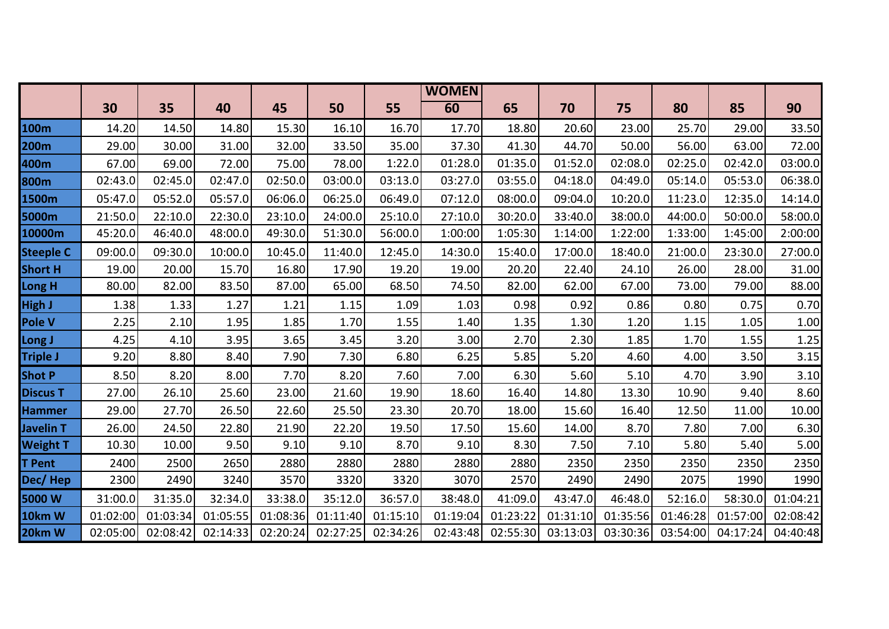| | 30 | 35 | 40 | 45 | 50 | 55 | WOMEN 60 | 65 | 70 | 75 | 80 | 85 | 90 |
|---|---|---|---|---|---|---|---|---|---|---|---|---|---|
| 100m | 14.20 | 14.50 | 14.80 | 15.30 | 16.10 | 16.70 | 17.70 | 18.80 | 20.60 | 23.00 | 25.70 | 29.00 | 33.50 |
| 200m | 29.00 | 30.00 | 31.00 | 32.00 | 33.50 | 35.00 | 37.30 | 41.30 | 44.70 | 50.00 | 56.00 | 63.00 | 72.00 |
| 400m | 67.00 | 69.00 | 72.00 | 75.00 | 78.00 | 1:22.0 | 01:28.0 | 01:35.0 | 01:52.0 | 02:08.0 | 02:25.0 | 02:42.0 | 03:00.0 |
| 800m | 02:43.0 | 02:45.0 | 02:47.0 | 02:50.0 | 03:00.0 | 03:13.0 | 03:27.0 | 03:55.0 | 04:18.0 | 04:49.0 | 05:14.0 | 05:53.0 | 06:38.0 |
| 1500m | 05:47.0 | 05:52.0 | 05:57.0 | 06:06.0 | 06:25.0 | 06:49.0 | 07:12.0 | 08:00.0 | 09:04.0 | 10:20.0 | 11:23.0 | 12:35.0 | 14:14.0 |
| 5000m | 21:50.0 | 22:10.0 | 22:30.0 | 23:10.0 | 24:00.0 | 25:10.0 | 27:10.0 | 30:20.0 | 33:40.0 | 38:00.0 | 44:00.0 | 50:00.0 | 58:00.0 |
| 10000m | 45:20.0 | 46:40.0 | 48:00.0 | 49:30.0 | 51:30.0 | 56:00.0 | 1:00:00 | 1:05:30 | 1:14:00 | 1:22:00 | 1:33:00 | 1:45:00 | 2:00:00 |
| Steeple C | 09:00.0 | 09:30.0 | 10:00.0 | 10:45.0 | 11:40.0 | 12:45.0 | 14:30.0 | 15:40.0 | 17:00.0 | 18:40.0 | 21:00.0 | 23:30.0 | 27:00.0 |
| Short H | 19.00 | 20.00 | 15.70 | 16.80 | 17.90 | 19.20 | 19.00 | 20.20 | 22.40 | 24.10 | 26.00 | 28.00 | 31.00 |
| Long H | 80.00 | 82.00 | 83.50 | 87.00 | 65.00 | 68.50 | 74.50 | 82.00 | 62.00 | 67.00 | 73.00 | 79.00 | 88.00 |
| High J | 1.38 | 1.33 | 1.27 | 1.21 | 1.15 | 1.09 | 1.03 | 0.98 | 0.92 | 0.86 | 0.80 | 0.75 | 0.70 |
| Pole V | 2.25 | 2.10 | 1.95 | 1.85 | 1.70 | 1.55 | 1.40 | 1.35 | 1.30 | 1.20 | 1.15 | 1.05 | 1.00 |
| Long J | 4.25 | 4.10 | 3.95 | 3.65 | 3.45 | 3.20 | 3.00 | 2.70 | 2.30 | 1.85 | 1.70 | 1.55 | 1.25 |
| Triple J | 9.20 | 8.80 | 8.40 | 7.90 | 7.30 | 6.80 | 6.25 | 5.85 | 5.20 | 4.60 | 4.00 | 3.50 | 3.15 |
| Shot P | 8.50 | 8.20 | 8.00 | 7.70 | 8.20 | 7.60 | 7.00 | 6.30 | 5.60 | 5.10 | 4.70 | 3.90 | 3.10 |
| Discus T | 27.00 | 26.10 | 25.60 | 23.00 | 21.60 | 19.90 | 18.60 | 16.40 | 14.80 | 13.30 | 10.90 | 9.40 | 8.60 |
| Hammer | 29.00 | 27.70 | 26.50 | 22.60 | 25.50 | 23.30 | 20.70 | 18.00 | 15.60 | 16.40 | 12.50 | 11.00 | 10.00 |
| Javelin T | 26.00 | 24.50 | 22.80 | 21.90 | 22.20 | 19.50 | 17.50 | 15.60 | 14.00 | 8.70 | 7.80 | 7.00 | 6.30 |
| Weight T | 10.30 | 10.00 | 9.50 | 9.10 | 9.10 | 8.70 | 9.10 | 8.30 | 7.50 | 7.10 | 5.80 | 5.40 | 5.00 |
| T Pent | 2400 | 2500 | 2650 | 2880 | 2880 | 2880 | 2880 | 2880 | 2350 | 2350 | 2350 | 2350 | 2350 |
| Dec/ Hep | 2300 | 2490 | 3240 | 3570 | 3320 | 3320 | 3070 | 2570 | 2490 | 2490 | 2075 | 1990 | 1990 |
| 5000 W | 31:00.0 | 31:35.0 | 32:34.0 | 33:38.0 | 35:12.0 | 36:57.0 | 38:48.0 | 41:09.0 | 43:47.0 | 46:48.0 | 52:16.0 | 58:30.0 | 01:04:21 |
| 10km W | 01:02:00 | 01:03:34 | 01:05:55 | 01:08:36 | 01:11:40 | 01:15:10 | 01:19:04 | 01:23:22 | 01:31:10 | 01:35:56 | 01:46:28 | 01:57:00 | 02:08:42 |
| 20km W | 02:05:00 | 02:08:42 | 02:14:33 | 02:20:24 | 02:27:25 | 02:34:26 | 02:43:48 | 02:55:30 | 03:13:03 | 03:30:36 | 03:54:00 | 04:17:24 | 04:40:48 |